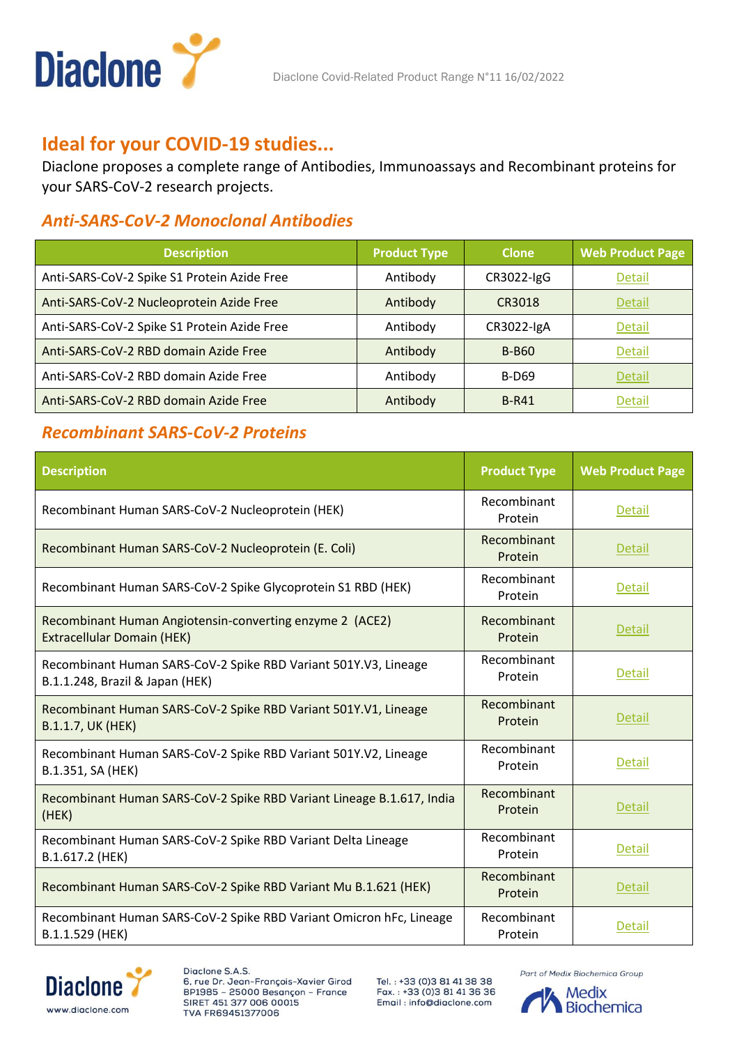## Ideal for your COVID-19 studies...

Diaclone proposes a complete range of Antibodies, Immunoassays and Recombinant proteins for your SARS-CoV-2 research projects.

### *Anti-SARS-CoV-2 Monoclonal Antibodies*

| Description | Product Type | Clone | Web Product Page |
|---|---|---|---|
| Anti-SARS-CoV-2 Spike S1 Protein Azide Free | Antibody | CR3022-IgG | Detail |
| Anti-SARS-CoV-2 Nucleoprotein Azide Free | Antibody | CR3018 | Detail |
| Anti-SARS-CoV-2 Spike S1 Protein Azide Free | Antibody | CR3022-IgA | Detail |
| Anti-SARS-CoV-2 RBD domain Azide Free | Antibody | B-B60 | Detail |
| Anti-SARS-CoV-2 RBD domain Azide Free | Antibody | B-D69 | Detail |
| Anti-SARS-CoV-2 RBD domain Azide Free | Antibody | B-R41 | Detail |

### *Recombinant SARS-CoV-2 Proteins*

| Description | Product Type | Web Product Page |
|---|---|---|
| Recombinant Human SARS-CoV-2 Nucleoprotein (HEK) | Recombinant Protein | Detail |
| Recombinant Human SARS-CoV-2 Nucleoprotein (E. Coli) | Recombinant Protein | Detail |
| Recombinant Human SARS-CoV-2 Spike Glycoprotein S1 RBD (HEK) | Recombinant Protein | Detail |
| Recombinant Human Angiotensin-converting enzyme 2 (ACE2) Extracellular Domain (HEK) | Recombinant Protein | Detail |
| Recombinant Human SARS-CoV-2 Spike RBD Variant 501Y.V3, Lineage B.1.1.248, Brazil & Japan (HEK) | Recombinant Protein | Detail |
| Recombinant Human SARS-CoV-2 Spike RBD Variant 501Y.V1, Lineage B.1.1.7, UK (HEK) | Recombinant Protein | Detail |
| Recombinant Human SARS-CoV-2 Spike RBD Variant 501Y.V2, Lineage B.1.351, SA (HEK) | Recombinant Protein | Detail |
| Recombinant Human SARS-CoV-2 Spike RBD Variant Lineage B.1.617, India (HEK) | Recombinant Protein | Detail |
| Recombinant Human SARS-CoV-2 Spike RBD Variant Delta Lineage B.1.617.2 (HEK) | Recombinant Protein | Detail |
| Recombinant Human SARS-CoV-2 Spike RBD Variant Mu B.1.621 (HEK) | Recombinant Protein | Detail |
| Recombinant Human SARS-CoV-2 Spike RBD Variant Omicron hFc, Lineage B.1.1.529 (HEK) | Recombinant Protein | Detail |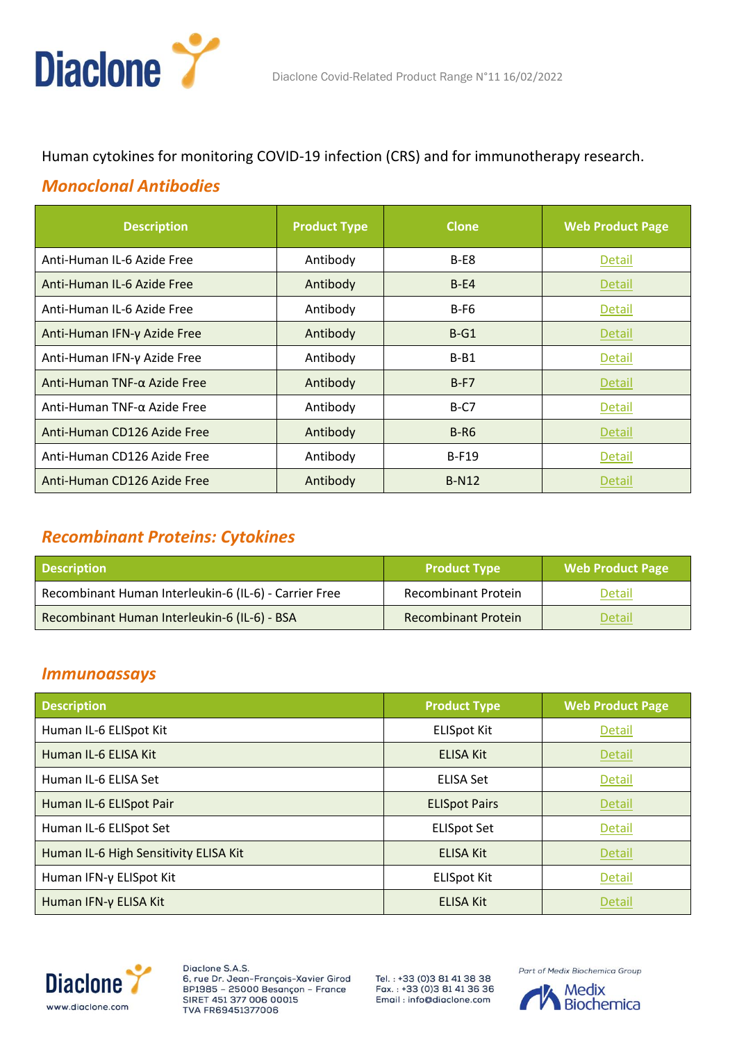Human cytokines for monitoring COVID-19 infection (CRS) and for immunotherapy research.

## *Monoclonal Antibodies*

| Description | Product Type | Clone | Web Product Page |
|---|---|---|---|
| Anti-Human IL-6 Azide Free | Antibody | B-E8 | Detail |
| Anti-Human IL-6 Azide Free | Antibody | B-E4 | Detail |
| Anti-Human IL-6 Azide Free | Antibody | B-F6 | Detail |
| Anti-Human IFN-γ Azide Free | Antibody | B-G1 | Detail |
| Anti-Human IFN-γ Azide Free | Antibody | B-B1 | Detail |
| Anti-Human TNF-α Azide Free | Antibody | B-F7 | Detail |
| Anti-Human TNF-α Azide Free | Antibody | B-C7 | Detail |
| Anti-Human CD126 Azide Free | Antibody | B-R6 | Detail |
| Anti-Human CD126 Azide Free | Antibody | B-F19 | Detail |
| Anti-Human CD126 Azide Free | Antibody | B-N12 | Detail |

## *Recombinant Proteins: Cytokines*

| Description | Product Type | Web Product Page |
|---|---|---|
| Recombinant Human Interleukin-6 (IL-6) - Carrier Free | Recombinant Protein | Detail |
| Recombinant Human Interleukin-6 (IL-6) - BSA | Recombinant Protein | Detail |

## *Immunoassays*

| Description | Product Type | Web Product Page |
|---|---|---|
| Human IL-6 ELISpot Kit | ELISpot Kit | Detail |
| Human IL-6 ELISA Kit | ELISA Kit | Detail |
| Human IL-6 ELISA Set | ELISA Set | Detail |
| Human IL-6 ELISpot Pair | ELISpot Pairs | Detail |
| Human IL-6 ELISpot Set | ELISpot Set | Detail |
| Human IL-6 High Sensitivity ELISA Kit | ELISA Kit | Detail |
| Human IFN-γ ELISpot Kit | ELISpot Kit | Detail |
| Human IFN-γ ELISA Kit | ELISA Kit | Detail |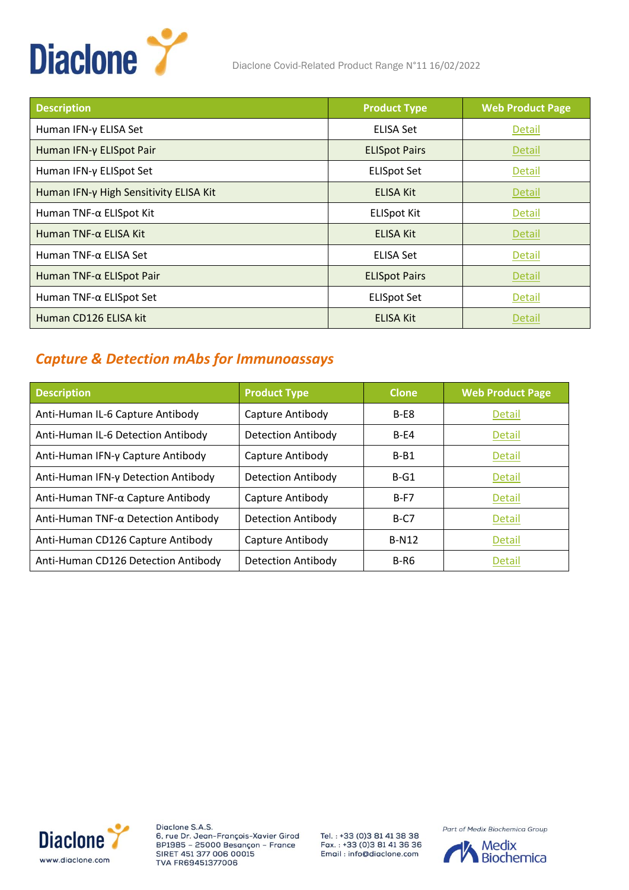| Description | Product Type | Web Product Page |
|---|---|---|
| Human IFN-γ ELISA Set | ELISA Set | Detail |
| Human IFN-γ ELISpot Pair | ELISpot Pairs | Detail |
| Human IFN-γ ELISpot Set | ELISpot Set | Detail |
| Human IFN-γ High Sensitivity ELISA Kit | ELISA Kit | Detail |
| Human TNF-α ELISpot Kit | ELISpot Kit | Detail |
| Human TNF-α ELISA Kit | ELISA Kit | Detail |
| Human TNF-α ELISA Set | ELISA Set | Detail |
| Human TNF-α ELISpot Pair | ELISpot Pairs | Detail |
| Human TNF-α ELISpot Set | ELISpot Set | Detail |
| Human CD126 ELISA kit | ELISA Kit | Detail |

## *Capture & Detection mAbs for Immunoassays*

| Description | Product Type | Clone | Web Product Page |
|---|---|---|---|
| Anti-Human IL-6 Capture Antibody | Capture Antibody | B-E8 | Detail |
| Anti-Human IL-6 Detection Antibody | Detection Antibody | B-E4 | Detail |
| Anti-Human IFN-γ Capture Antibody | Capture Antibody | B-B1 | Detail |
| Anti-Human IFN-γ Detection Antibody | Detection Antibody | B-G1 | Detail |
| Anti-Human TNF-α Capture Antibody | Capture Antibody | B-F7 | Detail |
| Anti-Human TNF-α Detection Antibody | Detection Antibody | B-C7 | Detail |
| Anti-Human CD126 Capture Antibody | Capture Antibody | B-N12 | Detail |
| Anti-Human CD126 Detection Antibody | Detection Antibody | B-R6 | Detail |

Diaclone S.A.S.
6, rue Dr. Jean-François-Xavier Girod
BP1985 – 25000 Besançon – France
SIRET 451 377 006 00015
TVA FR69451377006

Tel. : +33 (0)3 81 41 38 38
Fax. : +33 (0)3 81 41 36 36
Email : info@diaclone.com

www.diaclone.com

Part of Medix Biochemica Group